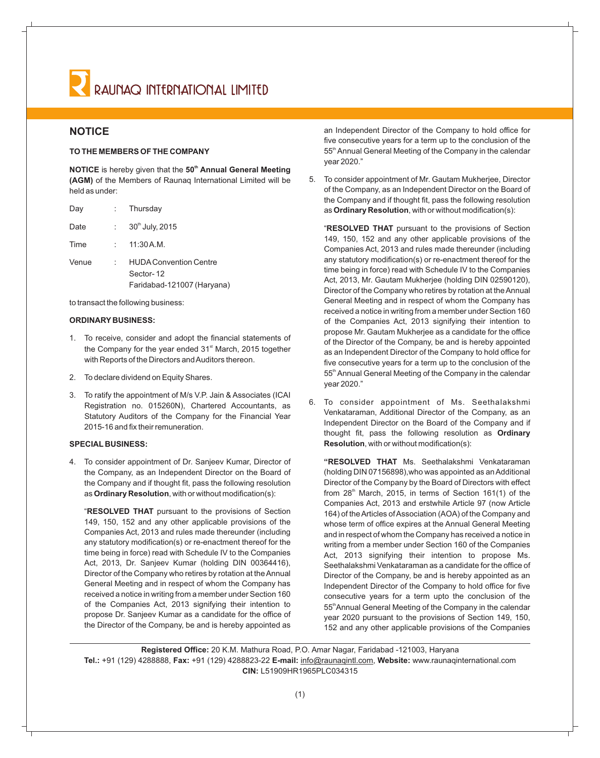# RAUNAQ INTERNATIONAL LIMITED

## NOTICE

**TO THE MEMBERS OF THE COMPANY**

**NOTICE** is hereby given that the **50th Annual General Meeting (AGM)** of the Members of Raunaq International Limited will be held as under:

| Day | : | Thursday |
|---|---|---|
| Date | : | 30th July, 2015 |
| Time | : | 11:30 A.M. |
| Venue | : | HUDA Convention Centre<br>Sector- 12<br>Faridabad-121007 (Haryana) |

to transact the following business:

**ORDINARY BUSINESS:**

1. To receive, consider and adopt the financial statements of the Company for the year ended 31st March, 2015 together with Reports of the Directors and Auditors thereon.

2. To declare dividend on Equity Shares.

3. To ratify the appointment of M/s V.P. Jain & Associates (ICAI Registration no. 015260N), Chartered Accountants, as Statutory Auditors of the Company for the Financial Year 2015-16 and fix their remuneration.

**SPECIAL BUSINESS:**

4. To consider appointment of Dr. Sanjeev Kumar, Director of the Company, as an Independent Director on the Board of the Company and if thought fit, pass the following resolution as **Ordinary Resolution**, with or without modification(s):

   "**RESOLVED THAT** pursuant to the provisions of Section 149, 150, 152 and any other applicable provisions of the Companies Act, 2013 and rules made thereunder (including any statutory modification(s) or re-enactment thereof for the time being in force) read with Schedule IV to the Companies Act, 2013, Dr. Sanjeev Kumar (holding DIN 00364416), Director of the Company who retires by rotation at the Annual General Meeting and in respect of whom the Company has received a notice in writing from a member under Section 160 of the Companies Act, 2013 signifying their intention to propose Dr. Sanjeev Kumar as a candidate for the office of the Director of the Company, be and is hereby appointed as an Independent Director of the Company to hold office for five consecutive years for a term up to the conclusion of the 55th Annual General Meeting of the Company in the calendar year 2020."

5. To consider appointment of Mr. Gautam Mukherjee, Director of the Company, as an Independent Director on the Board of the Company and if thought fit, pass the following resolution as **Ordinary Resolution**, with or without modification(s):

   "**RESOLVED THAT** pursuant to the provisions of Section 149, 150, 152 and any other applicable provisions of the Companies Act, 2013 and rules made thereunder (including any statutory modification(s) or re-enactment thereof for the time being in force) read with Schedule IV to the Companies Act, 2013, Mr. Gautam Mukherjee (holding DIN 02590120), Director of the Company who retires by rotation at the Annual General Meeting and in respect of whom the Company has received a notice in writing from a member under Section 160 of the Companies Act, 2013 signifying their intention to propose Mr. Gautam Mukherjee as a candidate for the office of the Director of the Company, be and is hereby appointed as an Independent Director of the Company to hold office for five consecutive years for a term up to the conclusion of the 55th Annual General Meeting of the Company in the calendar year 2020."

6. To consider appointment of Ms. Seethalakshmi Venkataraman, Additional Director of the Company, as an Independent Director on the Board of the Company and if thought fit, pass the following resolution as **Ordinary Resolution**, with or without modification(s):

   "**RESOLVED THAT** Ms. Seethalakshmi Venkataraman (holding DIN 07156898), who was appointed as an Additional Director of the Company by the Board of Directors with effect from 28th March, 2015, in terms of Section 161(1) of the Companies Act, 2013 and erstwhile Article 97 (now Article 164) of the Articles of Association (AOA) of the Company and whose term of office expires at the Annual General Meeting and in respect of whom the Company has received a notice in writing from a member under Section 160 of the Companies Act, 2013 signifying their intention to propose Ms. Seethalakshmi Venkataraman as a candidate for the office of Director of the Company, be and is hereby appointed as an Independent Director of the Company to hold office for five consecutive years for a term upto the conclusion of the 55th Annual General Meeting of the Company in the calendar year 2020 pursuant to the provisions of Section 149, 150, 152 and any other applicable provisions of the Companies

**Registered Office:** 20 K.M. Mathura Road, P.O. Amar Nagar, Faridabad -121003, Haryana
**Tel.:** +91 (129) 4288888, **Fax:** +91 (129) 4288823-22 **E-mail:** info@raunaqintl.com, **Website:** www.raunaqinternational.com
**CIN:** L51909HR1965PLC034315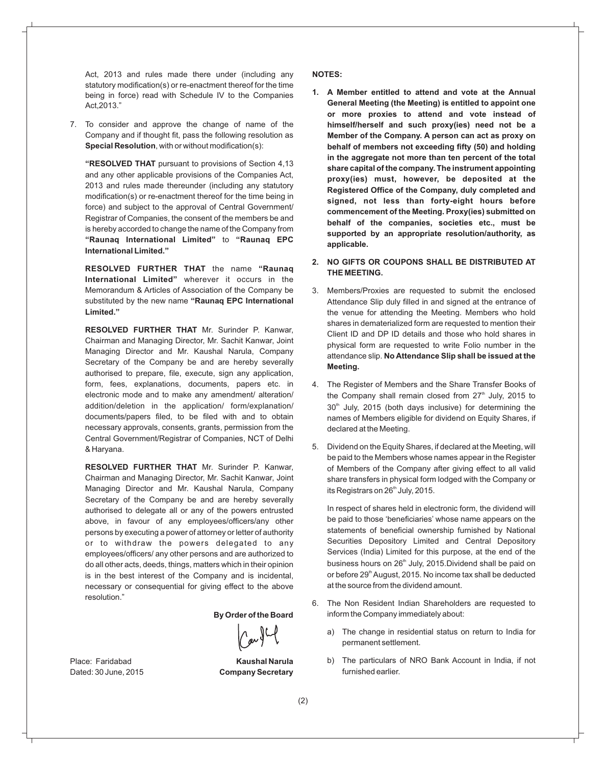Act, 2013 and rules made there under (including any statutory modification(s) or re-enactment thereof for the time being in force) read with Schedule IV to the Companies Act,2013."

7. To consider and approve the change of name of the Company and if thought fit, pass the following resolution as **Special Resolution**, with or without modification(s):

   **"RESOLVED THAT** pursuant to provisions of Section 4,13 and any other applicable provisions of the Companies Act, 2013 and rules made thereunder (including any statutory modification(s) or re-enactment thereof for the time being in force) and subject to the approval of Central Government/ Registrar of Companies, the consent of the members be and is hereby accorded to change the name of the Company from **"Raunaq International Limited"** to **"Raunaq EPC International Limited."**

   **RESOLVED FURTHER THAT** the name **"Raunaq International Limited"** wherever it occurs in the Memorandum & Articles of Association of the Company be substituted by the new name **"Raunaq EPC International Limited."**

   **RESOLVED FURTHER THAT** Mr. Surinder P. Kanwar, Chairman and Managing Director, Mr. Sachit Kanwar, Joint Managing Director and Mr. Kaushal Narula, Company Secretary of the Company be and are hereby severally authorised to prepare, file, execute, sign any application, form, fees, explanations, documents, papers etc. in electronic mode and to make any amendment/ alteration/ addition/deletion in the application/ form/explanation/ documents/papers filed, to be filed with and to obtain necessary approvals, consents, grants, permission from the Central Government/Registrar of Companies, NCT of Delhi & Haryana.

   **RESOLVED FURTHER THAT** Mr. Surinder P. Kanwar, Chairman and Managing Director, Mr. Sachit Kanwar, Joint Managing Director and Mr. Kaushal Narula, Company Secretary of the Company be and are hereby severally authorised to delegate all or any of the powers entrusted above, in favour of any employees/officers/any other persons by executing a power of attorney or letter of authority or to withdraw the powers delegated to any employees/officers/ any other persons and are authorized to do all other acts, deeds, things, matters which in their opinion is in the best interest of the Company and is incidental, necessary or consequential for giving effect to the above resolution."

**By Order of the Board**

Place: Faridabad
Dated: 30 June, 2015

**Kaushal Narula**
**Company Secretary**

**NOTES:**

1. **A Member entitled to attend and vote at the Annual General Meeting (the Meeting) is entitled to appoint one or more proxies to attend and vote instead of himself/herself and such proxy(ies) need not be a Member of the Company. A person can act as proxy on behalf of members not exceeding fifty (50) and holding in the aggregate not more than ten percent of the total share capital of the company. The instrument appointing proxy(ies) must, however, be deposited at the Registered Office of the Company, duly completed and signed, not less than forty-eight hours before commencement of the Meeting. Proxy(ies) submitted on behalf of the companies, societies etc., must be supported by an appropriate resolution/authority, as applicable.**

2. **NO GIFTS OR COUPONS SHALL BE DISTRIBUTED AT THE MEETING.**

3. Members/Proxies are requested to submit the enclosed Attendance Slip duly filled in and signed at the entrance of the venue for attending the Meeting. Members who hold shares in dematerialized form are requested to mention their Client ID and DP ID details and those who hold shares in physical form are requested to write Folio number in the attendance slip. **No Attendance Slip shall be issued at the Meeting.**

4. The Register of Members and the Share Transfer Books of the Company shall remain closed from 27th July, 2015 to 30th July, 2015 (both days inclusive) for determining the names of Members eligible for dividend on Equity Shares, if declared at the Meeting.

5. Dividend on the Equity Shares, if declared at the Meeting, will be paid to the Members whose names appear in the Register of Members of the Company after giving effect to all valid share transfers in physical form lodged with the Company or its Registrars on 26th July, 2015.

   In respect of shares held in electronic form, the dividend will be paid to those 'beneficiaries' whose name appears on the statements of beneficial ownership furnished by National Securities Depository Limited and Central Depository Services (India) Limited for this purpose, at the end of the business hours on 26th July, 2015.Dividend shall be paid on or before 29th August, 2015. No income tax shall be deducted at the source from the dividend amount.

6. The Non Resident Indian Shareholders are requested to inform the Company immediately about:

   a) The change in residential status on return to India for permanent settlement.

   b) The particulars of NRO Bank Account in India, if not furnished earlier.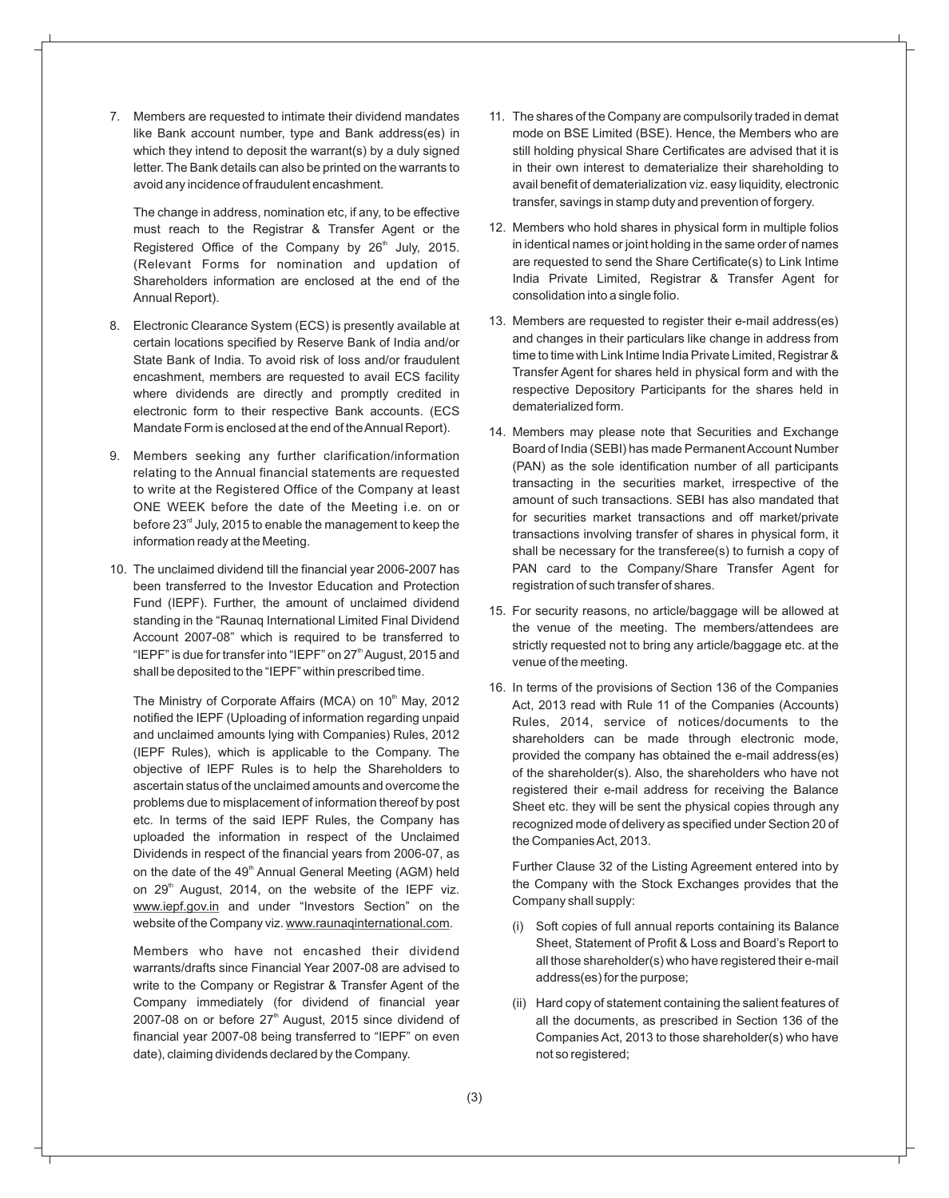7. Members are requested to intimate their dividend mandates like Bank account number, type and Bank address(es) in which they intend to deposit the warrant(s) by a duly signed letter. The Bank details can also be printed on the warrants to avoid any incidence of fraudulent encashment.

   The change in address, nomination etc, if any, to be effective must reach to the Registrar & Transfer Agent or the Registered Office of the Company by 26th July, 2015. (Relevant Forms for nomination and updation of Shareholders information are enclosed at the end of the Annual Report).

8. Electronic Clearance System (ECS) is presently available at certain locations specified by Reserve Bank of India and/or State Bank of India. To avoid risk of loss and/or fraudulent encashment, members are requested to avail ECS facility where dividends are directly and promptly credited in electronic form to their respective Bank accounts. (ECS Mandate Form is enclosed at the end of the Annual Report).

9. Members seeking any further clarification/information relating to the Annual financial statements are requested to write at the Registered Office of the Company at least ONE WEEK before the date of the Meeting i.e. on or before 23rd July, 2015 to enable the management to keep the information ready at the Meeting.

10. The unclaimed dividend till the financial year 2006-2007 has been transferred to the Investor Education and Protection Fund (IEPF). Further, the amount of unclaimed dividend standing in the "Raunaq International Limited Final Dividend Account 2007-08" which is required to be transferred to "IEPF" is due for transfer into "IEPF" on 27th August, 2015 and shall be deposited to the "IEPF" within prescribed time.

    The Ministry of Corporate Affairs (MCA) on 10th May, 2012 notified the IEPF (Uploading of information regarding unpaid and unclaimed amounts lying with Companies) Rules, 2012 (IEPF Rules), which is applicable to the Company. The objective of IEPF Rules is to help the Shareholders to ascertain status of the unclaimed amounts and overcome the problems due to misplacement of information thereof by post etc. In terms of the said IEPF Rules, the Company has uploaded the information in respect of the Unclaimed Dividends in respect of the financial years from 2006-07, as on the date of the 49th Annual General Meeting (AGM) held on 29th August, 2014, on the website of the IEPF viz. www.iepf.gov.in and under "Investors Section" on the website of the Company viz. www.raunaqinternational.com.

    Members who have not encashed their dividend warrants/drafts since Financial Year 2007-08 are advised to write to the Company or Registrar & Transfer Agent of the Company immediately (for dividend of financial year 2007-08 on or before 27th August, 2015 since dividend of financial year 2007-08 being transferred to "IEPF" on even date), claiming dividends declared by the Company.

11. The shares of the Company are compulsorily traded in demat mode on BSE Limited (BSE). Hence, the Members who are still holding physical Share Certificates are advised that it is in their own interest to dematerialize their shareholding to avail benefit of dematerialization viz. easy liquidity, electronic transfer, savings in stamp duty and prevention of forgery.

12. Members who hold shares in physical form in multiple folios in identical names or joint holding in the same order of names are requested to send the Share Certificate(s) to Link Intime India Private Limited, Registrar & Transfer Agent for consolidation into a single folio.

13. Members are requested to register their e-mail address(es) and changes in their particulars like change in address from time to time with Link Intime India Private Limited, Registrar & Transfer Agent for shares held in physical form and with the respective Depository Participants for the shares held in dematerialized form.

14. Members may please note that Securities and Exchange Board of India (SEBI) has made Permanent Account Number (PAN) as the sole identification number of all participants transacting in the securities market, irrespective of the amount of such transactions. SEBI has also mandated that for securities market transactions and off market/private transactions involving transfer of shares in physical form, it shall be necessary for the transferee(s) to furnish a copy of PAN card to the Company/Share Transfer Agent for registration of such transfer of shares.

15. For security reasons, no article/baggage will be allowed at the venue of the meeting. The members/attendees are strictly requested not to bring any article/baggage etc. at the venue of the meeting.

16. In terms of the provisions of Section 136 of the Companies Act, 2013 read with Rule 11 of the Companies (Accounts) Rules, 2014, service of notices/documents to the shareholders can be made through electronic mode, provided the company has obtained the e-mail address(es) of the shareholder(s). Also, the shareholders who have not registered their e-mail address for receiving the Balance Sheet etc. they will be sent the physical copies through any recognized mode of delivery as specified under Section 20 of the Companies Act, 2013.

    Further Clause 32 of the Listing Agreement entered into by the Company with the Stock Exchanges provides that the Company shall supply:

    (i) Soft copies of full annual reports containing its Balance Sheet, Statement of Profit & Loss and Board's Report to all those shareholder(s) who have registered their e-mail address(es) for the purpose;

    (ii) Hard copy of statement containing the salient features of all the documents, as prescribed in Section 136 of the Companies Act, 2013 to those shareholder(s) who have not so registered;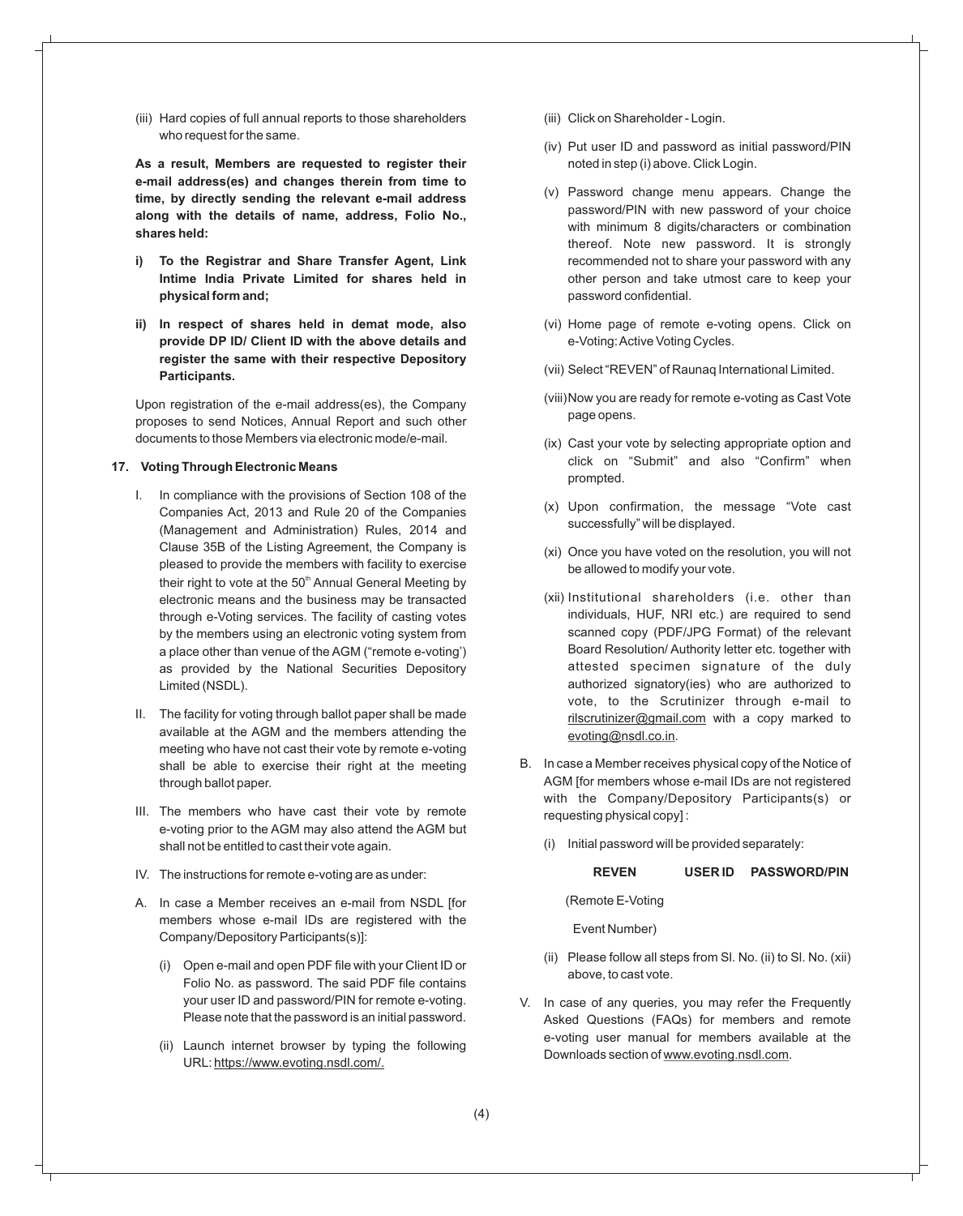(iii) Hard copies of full annual reports to those shareholders who request for the same.

**As a result, Members are requested to register their e-mail address(es) and changes therein from time to time, by directly sending the relevant e-mail address along with the details of name, address, Folio No., shares held:**

**i) To the Registrar and Share Transfer Agent, Link Intime India Private Limited for shares held in physical form and;**

**ii) In respect of shares held in demat mode, also provide DP ID/ Client ID with the above details and register the same with their respective Depository Participants.**

Upon registration of the e-mail address(es), the Company proposes to send Notices, Annual Report and such other documents to those Members via electronic mode/e-mail.

**17. Voting Through Electronic Means**

I. In compliance with the provisions of Section 108 of the Companies Act, 2013 and Rule 20 of the Companies (Management and Administration) Rules, 2014 and Clause 35B of the Listing Agreement, the Company is pleased to provide the members with facility to exercise their right to vote at the 50th Annual General Meeting by electronic means and the business may be transacted through e-Voting services. The facility of casting votes by the members using an electronic voting system from a place other than venue of the AGM ("remote e-voting') as provided by the National Securities Depository Limited (NSDL).

II. The facility for voting through ballot paper shall be made available at the AGM and the members attending the meeting who have not cast their vote by remote e-voting shall be able to exercise their right at the meeting through ballot paper.

III. The members who have cast their vote by remote e-voting prior to the AGM may also attend the AGM but shall not be entitled to cast their vote again.

IV. The instructions for remote e-voting are as under:

A. In case a Member receives an e-mail from NSDL [for members whose e-mail IDs are registered with the Company/Depository Participants(s)]:

(i) Open e-mail and open PDF file with your Client ID or Folio No. as password. The said PDF file contains your user ID and password/PIN for remote e-voting. Please note that the password is an initial password.

(ii) Launch internet browser by typing the following URL: https://www.evoting.nsdl.com/.

(iii) Click on Shareholder - Login.

(iv) Put user ID and password as initial password/PIN noted in step (i) above. Click Login.

(v) Password change menu appears. Change the password/PIN with new password of your choice with minimum 8 digits/characters or combination thereof. Note new password. It is strongly recommended not to share your password with any other person and take utmost care to keep your password confidential.

(vi) Home page of remote e-voting opens. Click on e-Voting: Active Voting Cycles.

(vii) Select "REVEN" of Raunaq International Limited.

(viii) Now you are ready for remote e-voting as Cast Vote page opens.

(ix) Cast your vote by selecting appropriate option and click on "Submit" and also "Confirm" when prompted.

(x) Upon confirmation, the message "Vote cast successfully" will be displayed.

(xi) Once you have voted on the resolution, you will not be allowed to modify your vote.

(xii) Institutional shareholders (i.e. other than individuals, HUF, NRI etc.) are required to send scanned copy (PDF/JPG Format) of the relevant Board Resolution/ Authority letter etc. together with attested specimen signature of the duly authorized signatory(ies) who are authorized to vote, to the Scrutinizer through e-mail to rilscrutinizer@gmail.com with a copy marked to evoting@nsdl.co.in.

B. In case a Member receives physical copy of the Notice of AGM [for members whose e-mail IDs are not registered with the Company/Depository Participants(s) or requesting physical copy] :

(i) Initial password will be provided separately:

| REVEN (Remote E-Voting Event Number) | USER ID | PASSWORD/PIN |
|---|---|---|

(ii) Please follow all steps from Sl. No. (ii) to Sl. No. (xii) above, to cast vote.

V. In case of any queries, you may refer the Frequently Asked Questions (FAQs) for members and remote e-voting user manual for members available at the Downloads section of www.evoting.nsdl.com.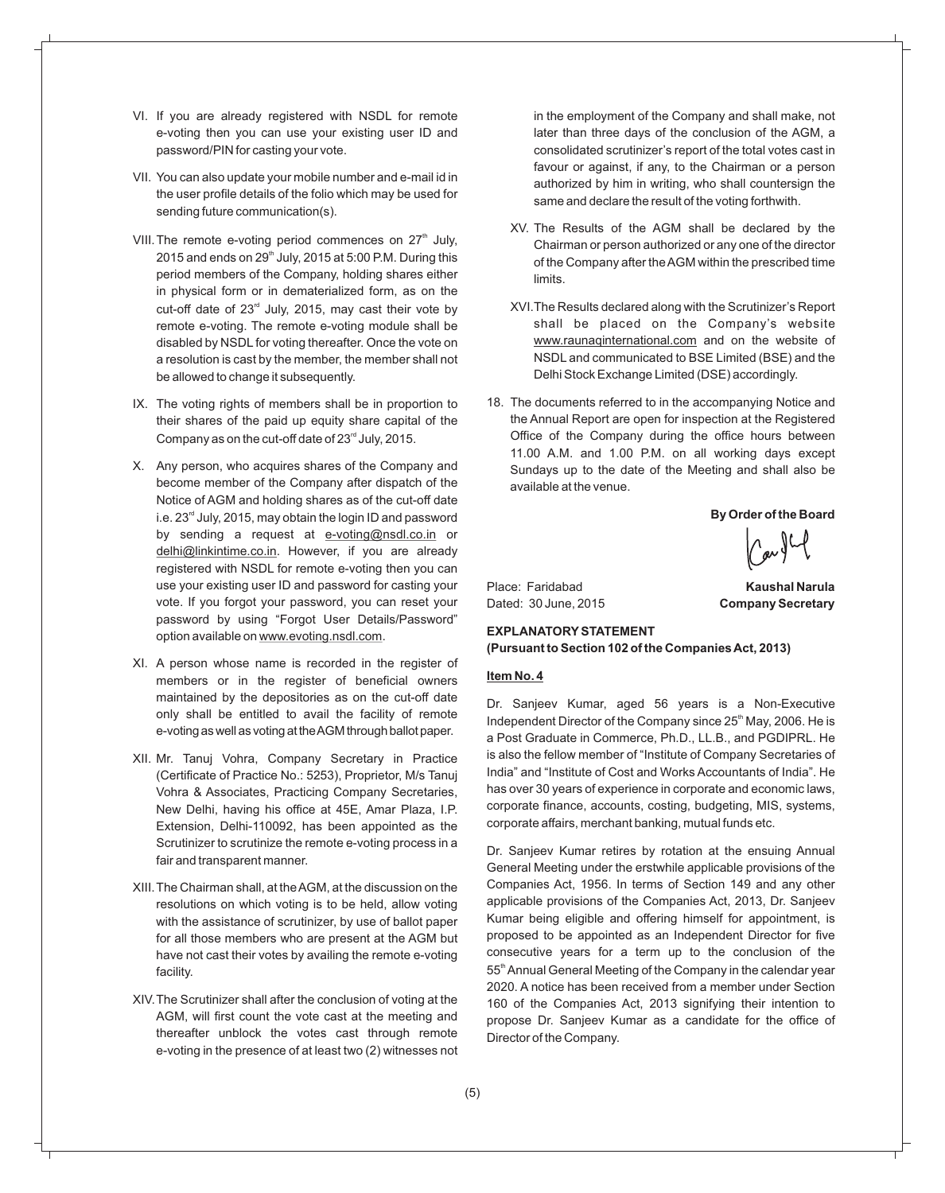VI. If you are already registered with NSDL for remote e-voting then you can use your existing user ID and password/PIN for casting your vote.

VII. You can also update your mobile number and e-mail id in the user profile details of the folio which may be used for sending future communication(s).

VIII. The remote e-voting period commences on 27th July, 2015 and ends on 29th July, 2015 at 5:00 P.M. During this period members of the Company, holding shares either in physical form or in dematerialized form, as on the cut-off date of 23rd July, 2015, may cast their vote by remote e-voting. The remote e-voting module shall be disabled by NSDL for voting thereafter. Once the vote on a resolution is cast by the member, the member shall not be allowed to change it subsequently.

IX. The voting rights of members shall be in proportion to their shares of the paid up equity share capital of the Company as on the cut-off date of 23rd July, 2015.

X. Any person, who acquires shares of the Company and become member of the Company after dispatch of the Notice of AGM and holding shares as of the cut-off date i.e. 23rd July, 2015, may obtain the login ID and password by sending a request at e-voting@nsdl.co.in or delhi@linkintime.co.in. However, if you are already registered with NSDL for remote e-voting then you can use your existing user ID and password for casting your vote. If you forgot your password, you can reset your password by using "Forgot User Details/Password" option available on www.evoting.nsdl.com.

XI. A person whose name is recorded in the register of members or in the register of beneficial owners maintained by the depositories as on the cut-off date only shall be entitled to avail the facility of remote e-voting as well as voting at the AGM through ballot paper.

XII. Mr. Tanuj Vohra, Company Secretary in Practice (Certificate of Practice No.: 5253), Proprietor, M/s Tanuj Vohra & Associates, Practicing Company Secretaries, New Delhi, having his office at 45E, Amar Plaza, I.P. Extension, Delhi-110092, has been appointed as the Scrutinizer to scrutinize the remote e-voting process in a fair and transparent manner.

XIII. The Chairman shall, at the AGM, at the discussion on the resolutions on which voting is to be held, allow voting with the assistance of scrutinizer, by use of ballot paper for all those members who are present at the AGM but have not cast their votes by availing the remote e-voting facility.

XIV. The Scrutinizer shall after the conclusion of voting at the AGM, will first count the vote cast at the meeting and thereafter unblock the votes cast through remote e-voting in the presence of at least two (2) witnesses not in the employment of the Company and shall make, not later than three days of the conclusion of the AGM, a consolidated scrutinizer's report of the total votes cast in favour or against, if any, to the Chairman or a person authorized by him in writing, who shall countersign the same and declare the result of the voting forthwith.

XV. The Results of the AGM shall be declared by the Chairman or person authorized or any one of the director of the Company after the AGM within the prescribed time limits.

XVI. The Results declared along with the Scrutinizer's Report shall be placed on the Company's website www.raunaqinternational.com and on the website of NSDL and communicated to BSE Limited (BSE) and the Delhi Stock Exchange Limited (DSE) accordingly.

18. The documents referred to in the accompanying Notice and the Annual Report are open for inspection at the Registered Office of the Company during the office hours between 11.00 A.M. and 1.00 P.M. on all working days except Sundays up to the date of the Meeting and shall also be available at the venue.

**By Order of the Board**

Place: Faridabad
Dated: 30 June, 2015

**Kaushal Narula**
**Company Secretary**

**EXPLANATORY STATEMENT**
**(Pursuant to Section 102 of the Companies Act, 2013)**

**Item No. 4**

Dr. Sanjeev Kumar, aged 56 years is a Non-Executive Independent Director of the Company since 25th May, 2006. He is a Post Graduate in Commerce, Ph.D., LL.B., and PGDIPRL. He is also the fellow member of "Institute of Company Secretaries of India" and "Institute of Cost and Works Accountants of India". He has over 30 years of experience in corporate and economic laws, corporate finance, accounts, costing, budgeting, MIS, systems, corporate affairs, merchant banking, mutual funds etc.

Dr. Sanjeev Kumar retires by rotation at the ensuing Annual General Meeting under the erstwhile applicable provisions of the Companies Act, 1956. In terms of Section 149 and any other applicable provisions of the Companies Act, 2013, Dr. Sanjeev Kumar being eligible and offering himself for appointment, is proposed to be appointed as an Independent Director for five consecutive years for a term up to the conclusion of the 55th Annual General Meeting of the Company in the calendar year 2020. A notice has been received from a member under Section 160 of the Companies Act, 2013 signifying their intention to propose Dr. Sanjeev Kumar as a candidate for the office of Director of the Company.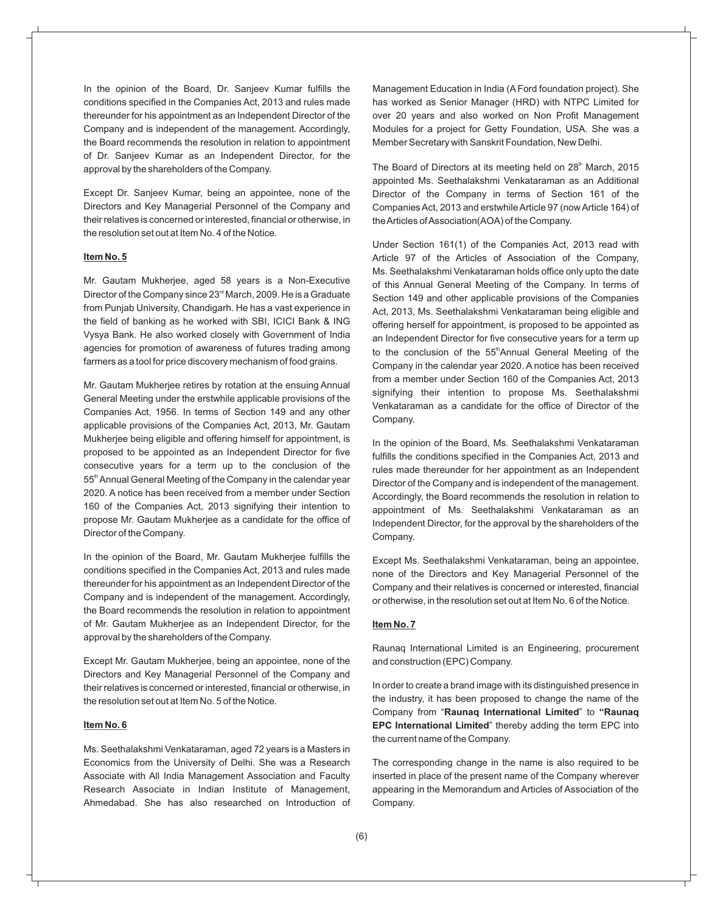In the opinion of the Board, Dr. Sanjeev Kumar fulfills the conditions specified in the Companies Act, 2013 and rules made thereunder for his appointment as an Independent Director of the Company and is independent of the management. Accordingly, the Board recommends the resolution in relation to appointment of Dr. Sanjeev Kumar as an Independent Director, for the approval by the shareholders of the Company.

Except Dr. Sanjeev Kumar, being an appointee, none of the Directors and Key Managerial Personnel of the Company and their relatives is concerned or interested, financial or otherwise, in the resolution set out at Item No. 4 of the Notice.

**Item No. 5**

Mr. Gautam Mukherjee, aged 58 years is a Non-Executive Director of the Company since 23rd March, 2009. He is a Graduate from Punjab University, Chandigarh. He has a vast experience in the field of banking as he worked with SBI, ICICI Bank & ING Vysya Bank. He also worked closely with Government of India agencies for promotion of awareness of futures trading among farmers as a tool for price discovery mechanism of food grains.

Mr. Gautam Mukherjee retires by rotation at the ensuing Annual General Meeting under the erstwhile applicable provisions of the Companies Act, 1956. In terms of Section 149 and any other applicable provisions of the Companies Act, 2013, Mr. Gautam Mukherjee being eligible and offering himself for appointment, is proposed to be appointed as an Independent Director for five consecutive years for a term up to the conclusion of the 55th Annual General Meeting of the Company in the calendar year 2020. A notice has been received from a member under Section 160 of the Companies Act, 2013 signifying their intention to propose Mr. Gautam Mukherjee as a candidate for the office of Director of the Company.

In the opinion of the Board, Mr. Gautam Mukherjee fulfills the conditions specified in the Companies Act, 2013 and rules made thereunder for his appointment as an Independent Director of the Company and is independent of the management. Accordingly, the Board recommends the resolution in relation to appointment of Mr. Gautam Mukherjee as an Independent Director, for the approval by the shareholders of the Company.

Except Mr. Gautam Mukherjee, being an appointee, none of the Directors and Key Managerial Personnel of the Company and their relatives is concerned or interested, financial or otherwise, in the resolution set out at Item No. 5 of the Notice.

**Item No. 6**

Ms. Seethalakshmi Venkataraman, aged 72 years is a Masters in Economics from the University of Delhi. She was a Research Associate with All India Management Association and Faculty Research Associate in Indian Institute of Management, Ahmedabad. She has also researched on Introduction of Management Education in India (A Ford foundation project). She has worked as Senior Manager (HRD) with NTPC Limited for over 20 years and also worked on Non Profit Management Modules for a project for Getty Foundation, USA. She was a Member Secretary with Sanskrit Foundation, New Delhi.

The Board of Directors at its meeting held on 28th March, 2015 appointed Ms. Seethalakshmi Venkataraman as an Additional Director of the Company in terms of Section 161 of the Companies Act, 2013 and erstwhile Article 97 (now Article 164) of the Articles of Association(AOA) of the Company.

Under Section 161(1) of the Companies Act, 2013 read with Article 97 of the Articles of Association of the Company, Ms. Seethalakshmi Venkataraman holds office only upto the date of this Annual General Meeting of the Company. In terms of Section 149 and other applicable provisions of the Companies Act, 2013, Ms. Seethalakshmi Venkataraman being eligible and offering herself for appointment, is proposed to be appointed as an Independent Director for five consecutive years for a term up to the conclusion of the 55th Annual General Meeting of the Company in the calendar year 2020. A notice has been received from a member under Section 160 of the Companies Act, 2013 signifying their intention to propose Ms. Seethalakshmi Venkataraman as a candidate for the office of Director of the Company.

In the opinion of the Board, Ms. Seethalakshmi Venkataraman fulfills the conditions specified in the Companies Act, 2013 and rules made thereunder for her appointment as an Independent Director of the Company and is independent of the management. Accordingly, the Board recommends the resolution in relation to appointment of Ms. Seethalakshmi Venkataraman as an Independent Director, for the approval by the shareholders of the Company.

Except Ms. Seethalakshmi Venkataraman, being an appointee, none of the Directors and Key Managerial Personnel of the Company and their relatives is concerned or interested, financial or otherwise, in the resolution set out at Item No. 6 of the Notice.

**Item No. 7**

Raunaq International Limited is an Engineering, procurement and construction (EPC) Company.

In order to create a brand image with its distinguished presence in the industry, it has been proposed to change the name of the Company from "**Raunaq International Limited**" to "**Raunaq EPC International Limited**" thereby adding the term EPC into the current name of the Company.

The corresponding change in the name is also required to be inserted in place of the present name of the Company wherever appearing in the Memorandum and Articles of Association of the Company.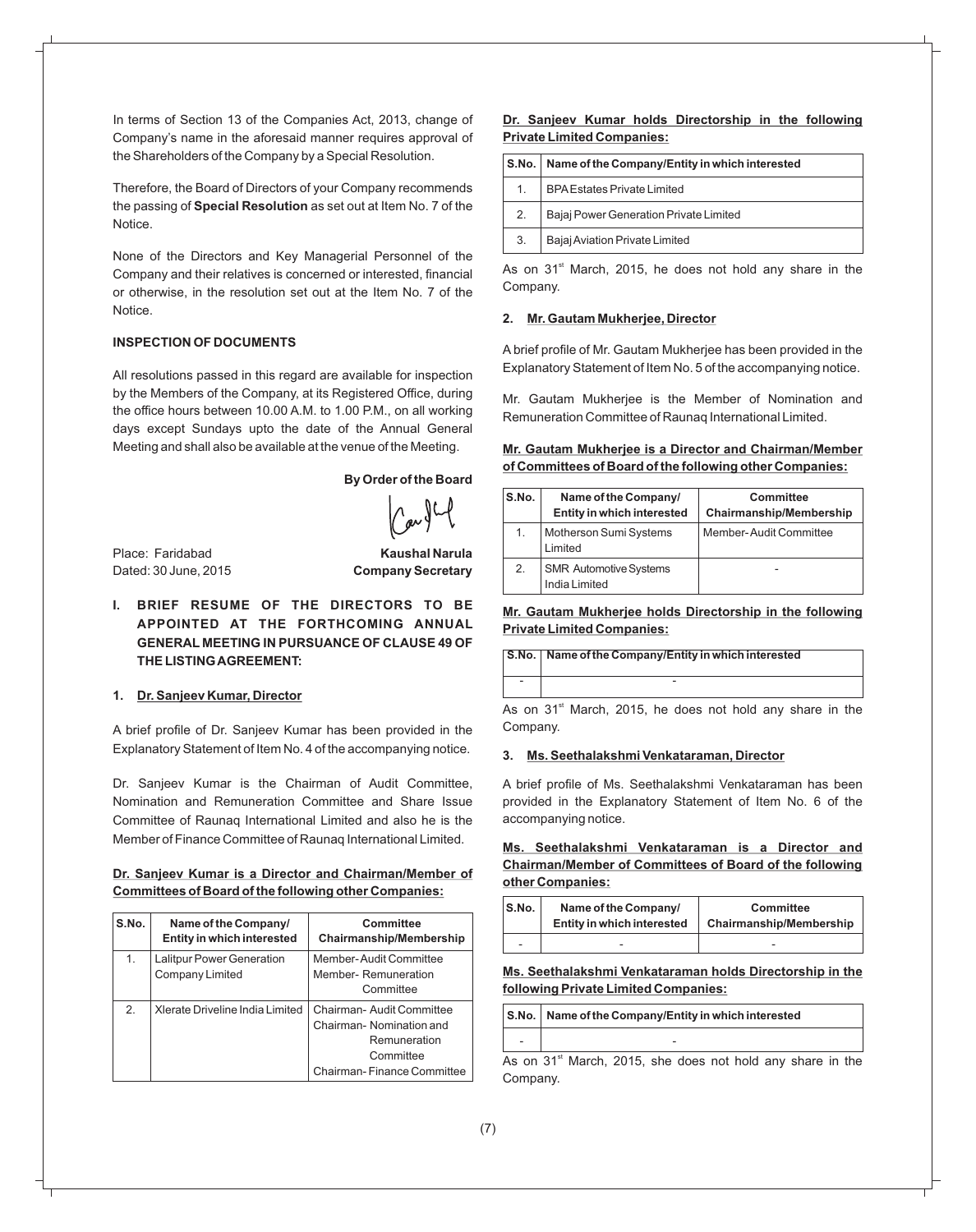In terms of Section 13 of the Companies Act, 2013, change of Company's name in the aforesaid manner requires approval of the Shareholders of the Company by a Special Resolution.

Therefore, the Board of Directors of your Company recommends the passing of **Special Resolution** as set out at Item No. 7 of the Notice.

None of the Directors and Key Managerial Personnel of the Company and their relatives is concerned or interested, financial or otherwise, in the resolution set out at the Item No. 7 of the Notice.

**INSPECTION OF DOCUMENTS**

All resolutions passed in this regard are available for inspection by the Members of the Company, at its Registered Office, during the office hours between 10.00 A.M. to 1.00 P.M., on all working days except Sundays upto the date of the Annual General Meeting and shall also be available at the venue of the Meeting.

**By Order of the Board**

Place: Faridabad
Dated: 30 June, 2015

**Kaushal Narula**
**Company Secretary**

## I. BRIEF RESUME OF THE DIRECTORS TO BE APPOINTED AT THE FORTHCOMING ANNUAL GENERAL MEETING IN PURSUANCE OF CLAUSE 49 OF THE LISTING AGREEMENT:

### 1. Dr. Sanjeev Kumar, Director

A brief profile of Dr. Sanjeev Kumar has been provided in the Explanatory Statement of Item No. 4 of the accompanying notice.

Dr. Sanjeev Kumar is the Chairman of Audit Committee, Nomination and Remuneration Committee and Share Issue Committee of Raunaq International Limited and also he is the Member of Finance Committee of Raunaq International Limited.

**Dr. Sanjeev Kumar is a Director and Chairman/Member of Committees of Board of the following other Companies:**

| S.No. | Name of the Company/ Entity in which interested | Committee Chairmanship/Membership |
|---|---|---|
| 1. | Lalitpur Power Generation Company Limited | Member- Audit Committee<br>Member- Remuneration Committee |
| 2. | Xlerate Driveline India Limited | Chairman- Audit Committee<br>Chairman- Nomination and Remuneration Committee<br>Chairman- Finance Committee |

**Dr. Sanjeev Kumar holds Directorship in the following Private Limited Companies:**

| S.No. | Name of the Company/Entity in which interested |
|---|---|
| 1. | BPA Estates Private Limited |
| 2. | Bajaj Power Generation Private Limited |
| 3. | Bajaj Aviation Private Limited |

As on 31st March, 2015, he does not hold any share in the Company.

### 2. Mr. Gautam Mukherjee, Director

A brief profile of Mr. Gautam Mukherjee has been provided in the Explanatory Statement of Item No. 5 of the accompanying notice.

Mr. Gautam Mukherjee is the Member of Nomination and Remuneration Committee of Raunaq International Limited.

**Mr. Gautam Mukherjee is a Director and Chairman/Member of Committees of Board of the following other Companies:**

| S.No. | Name of the Company/ Entity in which interested | Committee Chairmanship/Membership |
|---|---|---|
| 1. | Motherson Sumi Systems Limited | Member- Audit Committee |
| 2. | SMR Automotive Systems India Limited | - |

**Mr. Gautam Mukherjee holds Directorship in the following Private Limited Companies:**

| S.No. | Name of the Company/Entity in which interested |
|---|---|
| - | - |

As on 31st March, 2015, he does not hold any share in the Company.

### 3. Ms. Seethalakshmi Venkataraman, Director

A brief profile of Ms. Seethalakshmi Venkataraman has been provided in the Explanatory Statement of Item No. 6 of the accompanying notice.

**Ms. Seethalakshmi Venkataraman is a Director and Chairman/Member of Committees of Board of the following other Companies:**

| S.No. | Name of the Company/ Entity in which interested | Committee Chairmanship/Membership |
|---|---|---|
| - | - | - |

**Ms. Seethalakshmi Venkataraman holds Directorship in the following Private Limited Companies:**

| S.No. | Name of the Company/Entity in which interested |
|---|---|
| - | - |

As on 31st March, 2015, she does not hold any share in the Company.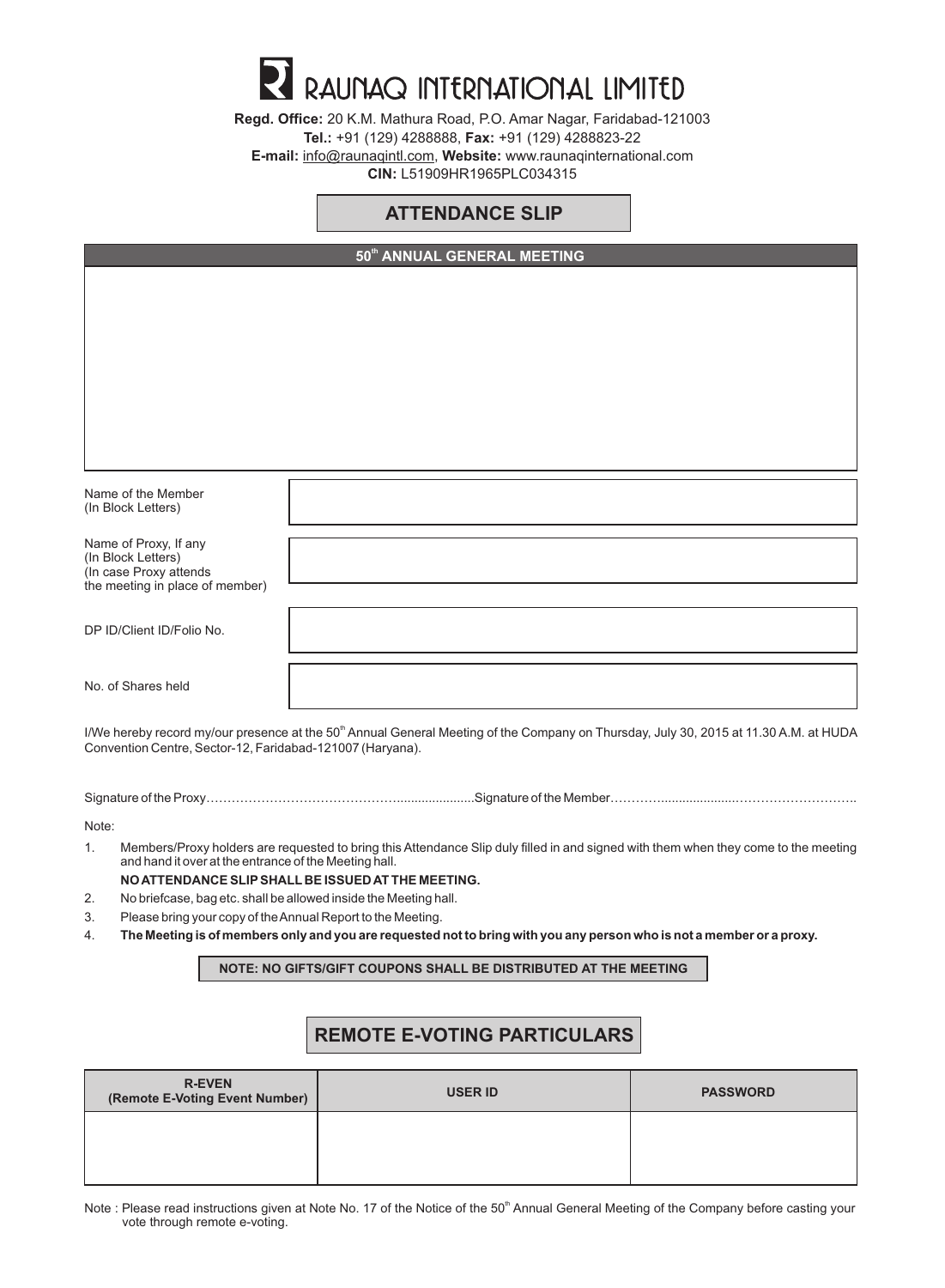# RAUNAQ INTERNATIONAL LIMITED

**Regd. Office:** 20 K.M. Mathura Road, P.O. Amar Nagar, Faridabad-121003
**Tel.:** +91 (129) 4288888, **Fax:** +91 (129) 4288823-22
**E-mail:** info@raunaqintl.com, **Website:** www.raunaqinternational.com
**CIN:** L51909HR1965PLC034315

## ATTENDANCE SLIP

**50th ANNUAL GENERAL MEETING**

| | |
|---|---|
| Name of the Member (In Block Letters) | |
| Name of Proxy, If any (In Block Letters) (In case Proxy attends the meeting in place of member) | |
| DP ID/Client ID/Folio No. | |
| No. of Shares held | |

I/We hereby record my/our presence at the 50th Annual General Meeting of the Company on Thursday, July 30, 2015 at 11.30 A.M. at HUDA Convention Centre, Sector-12, Faridabad-121007 (Haryana).

Signature of the Proxy………………………………………….....................Signature of the Member…………....................………………………..

Note:

1. Members/Proxy holders are requested to bring this Attendance Slip duly filled in and signed with them when they come to the meeting and hand it over at the entrance of the Meeting hall.

   **NO ATTENDANCE SLIP SHALL BE ISSUED AT THE MEETING.**

2. No briefcase, bag etc. shall be allowed inside the Meeting hall.
3. Please bring your copy of the Annual Report to the Meeting.
4. **The Meeting is of members only and you are requested not to bring with you any person who is not a member or a proxy.**

**NOTE: NO GIFTS/GIFT COUPONS SHALL BE DISTRIBUTED AT THE MEETING**

## REMOTE E-VOTING PARTICULARS

| R-EVEN (Remote E-Voting Event Number) | USER ID | PASSWORD |
|---|---|---|
| | | |

Note : Please read instructions given at Note No. 17 of the Notice of the 50th Annual General Meeting of the Company before casting your vote through remote e-voting.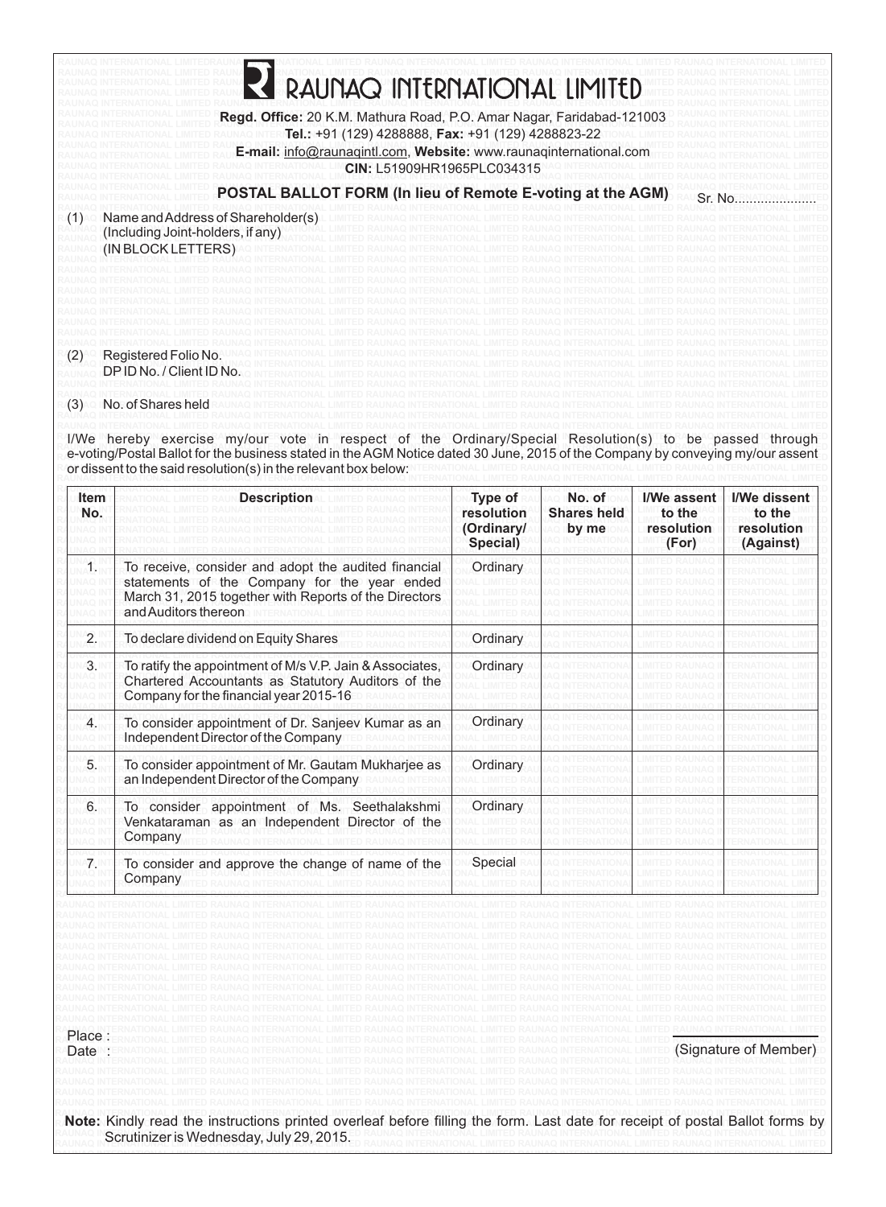# RAUNAQ INTERNATIONAL LIMITED

**Regd. Office:** 20 K.M. Mathura Road, P.O. Amar Nagar, Faridabad-121003
**Tel.:** +91 (129) 4288888, **Fax:** +91 (129) 4288823-22
**E-mail:** info@raunaqintl.com, **Website:** www.raunaqinternational.com
**CIN:** L51909HR1965PLC034315

## POSTAL BALLOT FORM (In lieu of Remote E-voting at the AGM)

Sr. No......................

(1) Name and Address of Shareholder(s) (Including Joint-holders, if any) (IN BLOCK LETTERS)

(2) Registered Folio No. DP ID No. / Client ID No.

(3) No. of Shares held

I/We hereby exercise my/our vote in respect of the Ordinary/Special Resolution(s) to be passed through e-voting/Postal Ballot for the business stated in the AGM Notice dated 30 June, 2015 of the Company by conveying my/our assent or dissent to the said resolution(s) in the relevant box below:

| Item No. | Description | Type of resolution (Ordinary/ Special) | No. of Shares held by me | I/We assent to the resolution (For) | I/We dissent to the resolution (Against) |
|---|---|---|---|---|---|
| 1. | To receive, consider and adopt the audited financial statements of the Company for the year ended March 31, 2015 together with Reports of the Directors and Auditors thereon | Ordinary | | | |
| 2. | To declare dividend on Equity Shares | Ordinary | | | |
| 3. | To ratify the appointment of M/s V.P. Jain & Associates, Chartered Accountants as Statutory Auditors of the Company for the financial year 2015-16 | Ordinary | | | |
| 4. | To consider appointment of Dr. Sanjeev Kumar as an Independent Director of the Company | Ordinary | | | |
| 5. | To consider appointment of Mr. Gautam Mukharjee as an Independent Director of the Company | Ordinary | | | |
| 6. | To consider appointment of Ms. Seethalakshmi Venkataraman as an Independent Director of the Company | Ordinary | | | |
| 7. | To consider and approve the change of name of the Company | Special | | | |

Place :
Date :

(Signature of Member)

**Note:** Kindly read the instructions printed overleaf before filling the form. Last date for receipt of postal Ballot forms by Scrutinizer is Wednesday, July 29, 2015.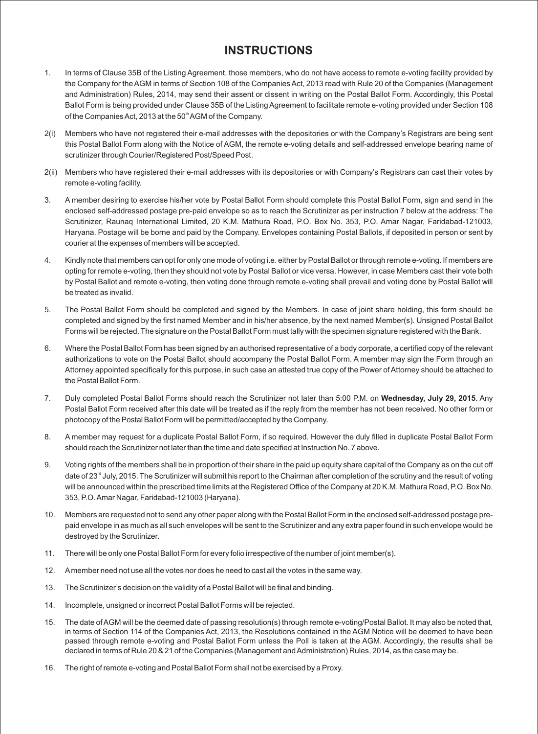# INSTRUCTIONS

1. In terms of Clause 35B of the Listing Agreement, those members, who do not have access to remote e-voting facility provided by the Company for the AGM in terms of Section 108 of the Companies Act, 2013 read with Rule 20 of the Companies (Management and Administration) Rules, 2014, may send their assent or dissent in writing on the Postal Ballot Form. Accordingly, this Postal Ballot Form is being provided under Clause 35B of the Listing Agreement to facilitate remote e-voting provided under Section 108 of the Companies Act, 2013 at the 50th AGM of the Company.

2(i) Members who have not registered their e-mail addresses with the depositories or with the Company's Registrars are being sent this Postal Ballot Form along with the Notice of AGM, the remote e-voting details and self-addressed envelope bearing name of scrutinizer through Courier/Registered Post/Speed Post.

2(ii) Members who have registered their e-mail addresses with its depositories or with Company's Registrars can cast their votes by remote e-voting facility.

3. A member desiring to exercise his/her vote by Postal Ballot Form should complete this Postal Ballot Form, sign and send in the enclosed self-addressed postage pre-paid envelope so as to reach the Scrutinizer as per instruction 7 below at the address: The Scrutinizer, Raunaq International Limited, 20 K.M. Mathura Road, P.O. Box No. 353, P.O. Amar Nagar, Faridabad-121003, Haryana. Postage will be borne and paid by the Company. Envelopes containing Postal Ballots, if deposited in person or sent by courier at the expenses of members will be accepted.

4. Kindly note that members can opt for only one mode of voting i.e. either by Postal Ballot or through remote e-voting. If members are opting for remote e-voting, then they should not vote by Postal Ballot or vice versa. However, in case Members cast their vote both by Postal Ballot and remote e-voting, then voting done through remote e-voting shall prevail and voting done by Postal Ballot will be treated as invalid.

5. The Postal Ballot Form should be completed and signed by the Members. In case of joint share holding, this form should be completed and signed by the first named Member and in his/her absence, by the next named Member(s). Unsigned Postal Ballot Forms will be rejected. The signature on the Postal Ballot Form must tally with the specimen signature registered with the Bank.

6. Where the Postal Ballot Form has been signed by an authorised representative of a body corporate, a certified copy of the relevant authorizations to vote on the Postal Ballot should accompany the Postal Ballot Form. A member may sign the Form through an Attorney appointed specifically for this purpose, in such case an attested true copy of the Power of Attorney should be attached to the Postal Ballot Form.

7. Duly completed Postal Ballot Forms should reach the Scrutinizer not later than 5:00 P.M. on **Wednesday, July 29, 2015**. Any Postal Ballot Form received after this date will be treated as if the reply from the member has not been received. No other form or photocopy of the Postal Ballot Form will be permitted/accepted by the Company.

8. A member may request for a duplicate Postal Ballot Form, if so required. However the duly filled in duplicate Postal Ballot Form should reach the Scrutinizer not later than the time and date specified at Instruction No. 7 above.

9. Voting rights of the members shall be in proportion of their share in the paid up equity share capital of the Company as on the cut off date of 23rd July, 2015. The Scrutinizer will submit his report to the Chairman after completion of the scrutiny and the result of voting will be announced within the prescribed time limits at the Registered Office of the Company at 20 K.M. Mathura Road, P.O. Box No. 353, P.O. Amar Nagar, Faridabad-121003 (Haryana).

10. Members are requested not to send any other paper along with the Postal Ballot Form in the enclosed self-addressed postage pre-paid envelope in as much as all such envelopes will be sent to the Scrutinizer and any extra paper found in such envelope would be destroyed by the Scrutinizer.

11. There will be only one Postal Ballot Form for every folio irrespective of the number of joint member(s).

12. A member need not use all the votes nor does he need to cast all the votes in the same way.

13. The Scrutinizer's decision on the validity of a Postal Ballot will be final and binding.

14. Incomplete, unsigned or incorrect Postal Ballot Forms will be rejected.

15. The date of AGM will be the deemed date of passing resolution(s) through remote e-voting/Postal Ballot. It may also be noted that, in terms of Section 114 of the Companies Act, 2013, the Resolutions contained in the AGM Notice will be deemed to have been passed through remote e-voting and Postal Ballot Form unless the Poll is taken at the AGM. Accordingly, the results shall be declared in terms of Rule 20 & 21 of the Companies (Management and Administration) Rules, 2014, as the case may be.

16. The right of remote e-voting and Postal Ballot Form shall not be exercised by a Proxy.